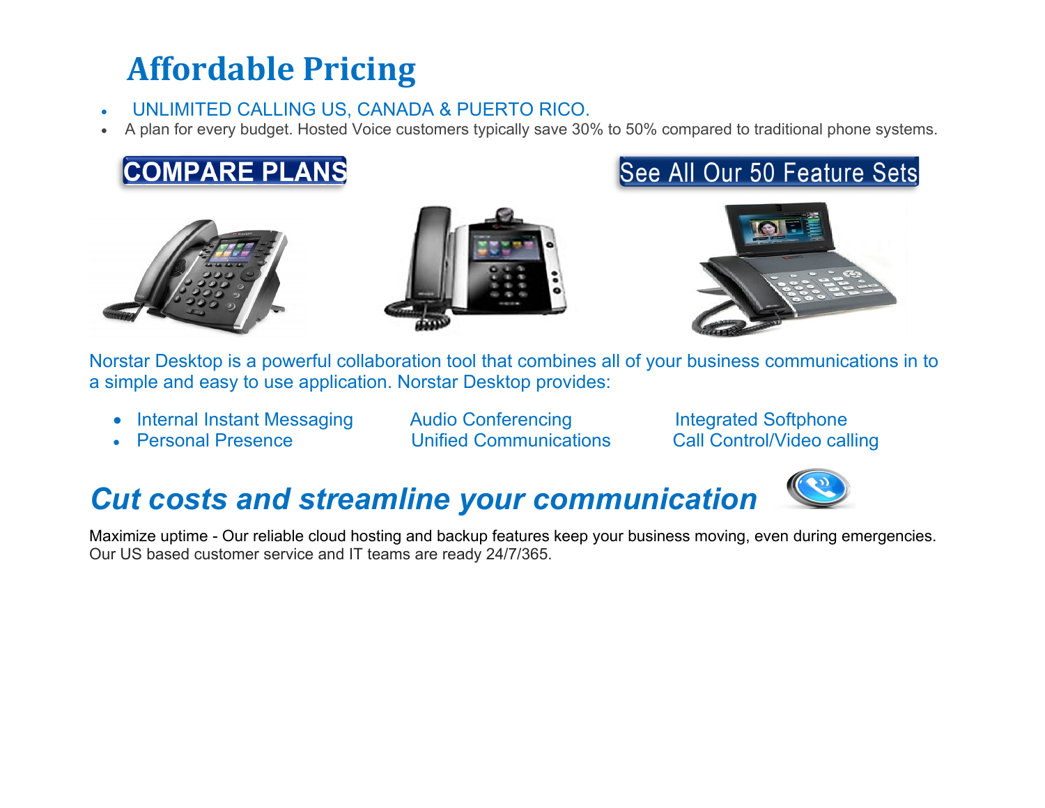# Affordable Pricing

- UNLIMITED CALLING US, CANADA & PUERTO RICO.
- A plan for every budget. Hosted Voice customers typically save 30% to 50% compared to traditional phone systems.

**COMPARE PLANS**

**See All Our 50 Feature Sets**

Norstar Desktop is a powerful collaboration tool that combines all of your business communications in to a simple and easy to use application. Norstar Desktop provides:

- Internal Instant Messaging
- Personal Presence
- Audio Conferencing
- Unified Communications
- Integrated Softphone
- Call Control/Video calling

## *Cut costs and streamline your communication*

Maximize uptime - Our reliable cloud hosting and backup features keep your business moving, even during emergencies. Our US based customer service and IT teams are ready 24/7/365.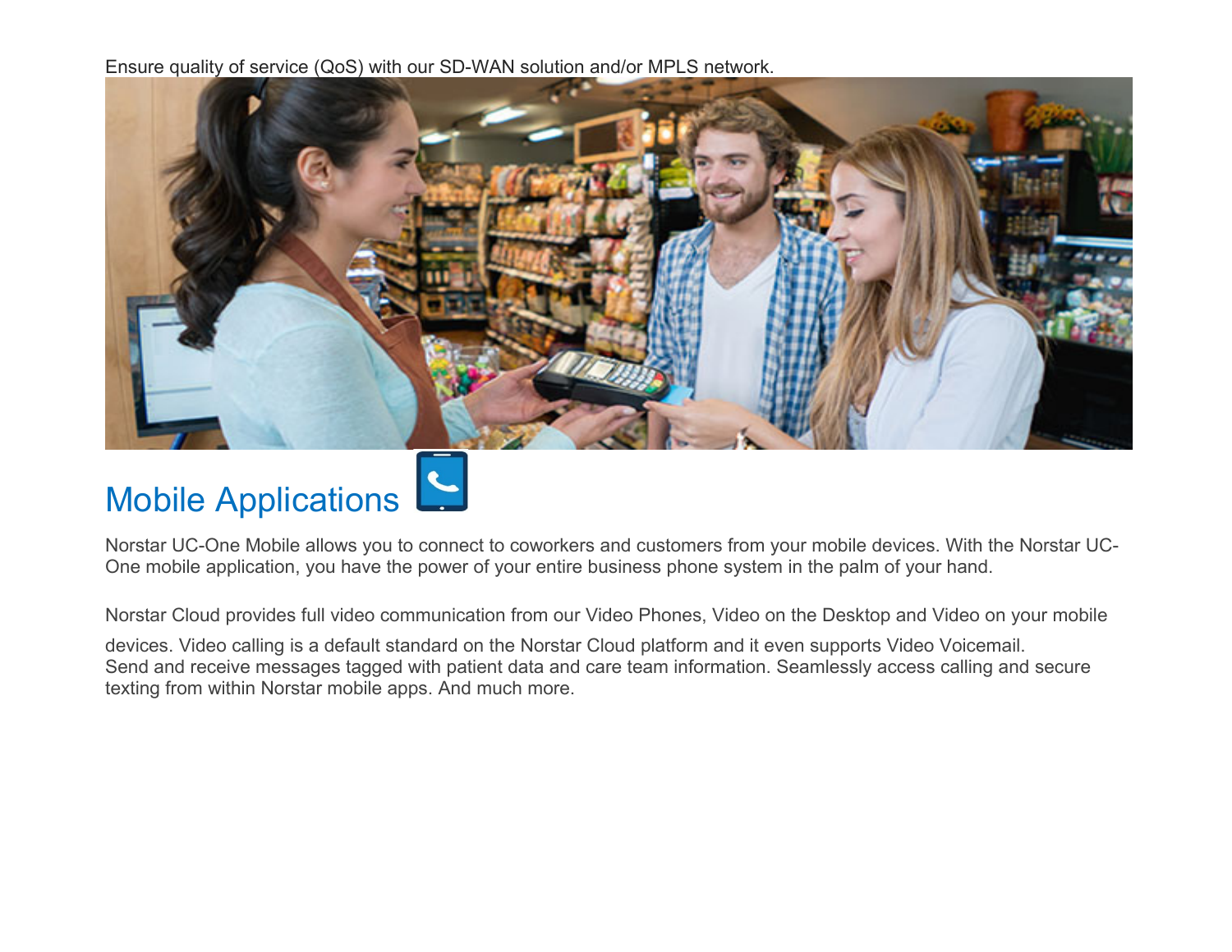Ensure quality of service (QoS) with our SD-WAN solution and/or MPLS network.

## Mobile Applications

Norstar UC-One Mobile allows you to connect to coworkers and customers from your mobile devices. With the Norstar UC-One mobile application, you have the power of your entire business phone system in the palm of your hand.

Norstar Cloud provides full video communication from our Video Phones, Video on the Desktop and Video on your mobile devices. Video calling is a default standard on the Norstar Cloud platform and it even supports Video Voicemail.
Send and receive messages tagged with patient data and care team information. Seamlessly access calling and secure texting from within Norstar mobile apps. And much more.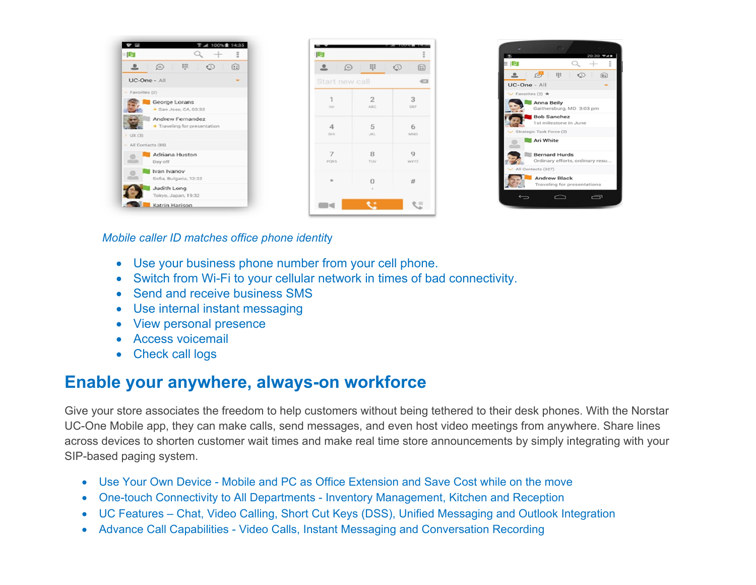*Mobile caller ID matches office phone identity*

- Use your business phone number from your cell phone.
- Switch from Wi-Fi to your cellular network in times of bad connectivity.
- Send and receive business SMS
- Use internal instant messaging
- View personal presence
- Access voicemail
- Check call logs

## Enable your anywhere, always-on workforce

Give your store associates the freedom to help customers without being tethered to their desk phones. With the Norstar UC-One Mobile app, they can make calls, send messages, and even host video meetings from anywhere. Share lines across devices to shorten customer wait times and make real time store announcements by simply integrating with your SIP-based paging system.

- Use Your Own Device - Mobile and PC as Office Extension and Save Cost while on the move
- One-touch Connectivity to All Departments - Inventory Management, Kitchen and Reception
- UC Features – Chat, Video Calling, Short Cut Keys (DSS), Unified Messaging and Outlook Integration
- Advance Call Capabilities - Video Calls, Instant Messaging and Conversation Recording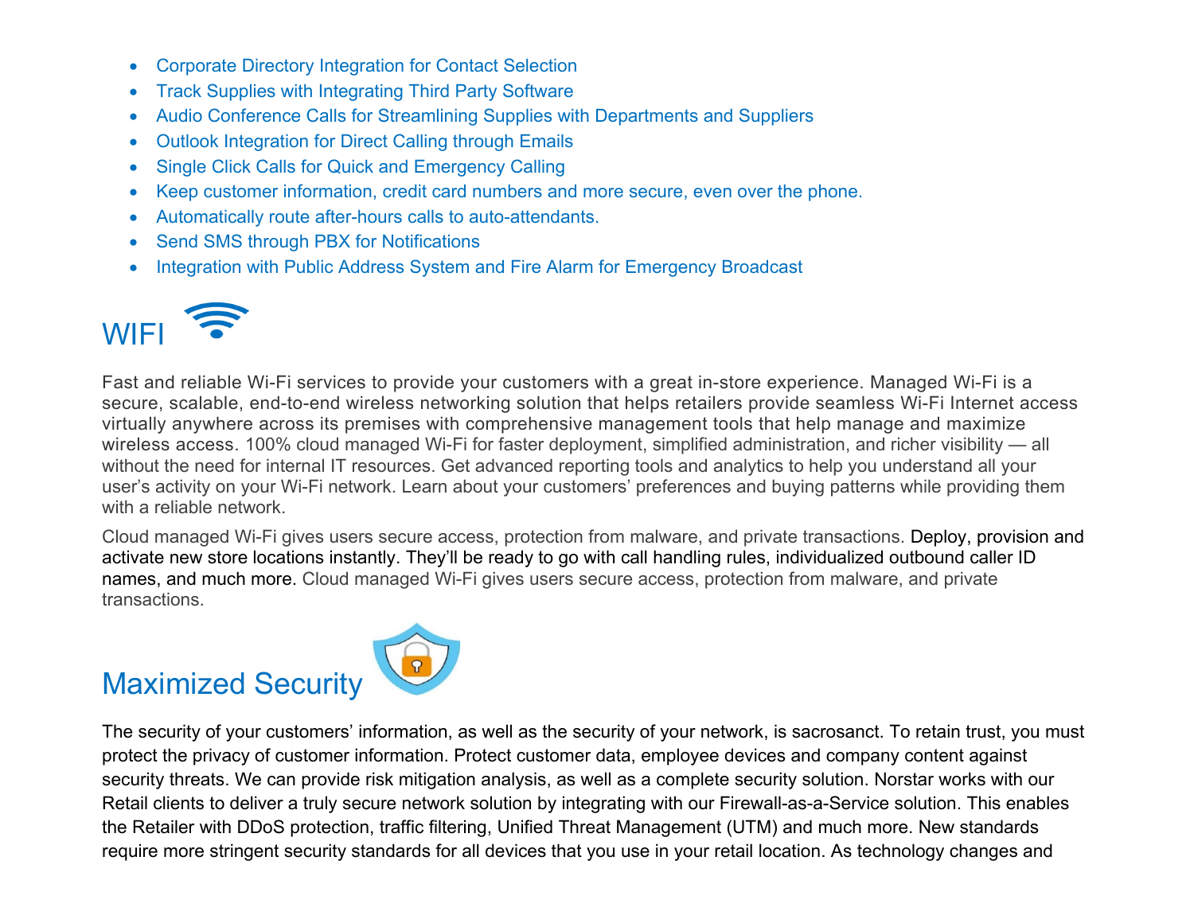- Corporate Directory Integration for Contact Selection
- Track Supplies with Integrating Third Party Software
- Audio Conference Calls for Streamlining Supplies with Departments and Suppliers
- Outlook Integration for Direct Calling through Emails
- Single Click Calls for Quick and Emergency Calling
- Keep customer information, credit card numbers and more secure, even over the phone.
- Automatically route after-hours calls to auto-attendants.
- Send SMS through PBX for Notifications
- Integration with Public Address System and Fire Alarm for Emergency Broadcast

## WIFI

Fast and reliable Wi-Fi services to provide your customers with a great in-store experience. Managed Wi-Fi is a secure, scalable, end-to-end wireless networking solution that helps retailers provide seamless Wi-Fi Internet access virtually anywhere across its premises with comprehensive management tools that help manage and maximize wireless access. 100% cloud managed Wi-Fi for faster deployment, simplified administration, and richer visibility — all without the need for internal IT resources. Get advanced reporting tools and analytics to help you understand all your user's activity on your Wi-Fi network. Learn about your customers' preferences and buying patterns while providing them with a reliable network.

Cloud managed Wi-Fi gives users secure access, protection from malware, and private transactions. Deploy, provision and activate new store locations instantly. They'll be ready to go with call handling rules, individualized outbound caller ID names, and much more. Cloud managed Wi-Fi gives users secure access, protection from malware, and private transactions.

## Maximized Security

The security of your customers' information, as well as the security of your network, is sacrosanct. To retain trust, you must protect the privacy of customer information. Protect customer data, employee devices and company content against security threats. We can provide risk mitigation analysis, as well as a complete security solution. Norstar works with our Retail clients to deliver a truly secure network solution by integrating with our Firewall-as-a-Service solution. This enables the Retailer with DDoS protection, traffic filtering, Unified Threat Management (UTM) and much more. New standards require more stringent security standards for all devices that you use in your retail location. As technology changes and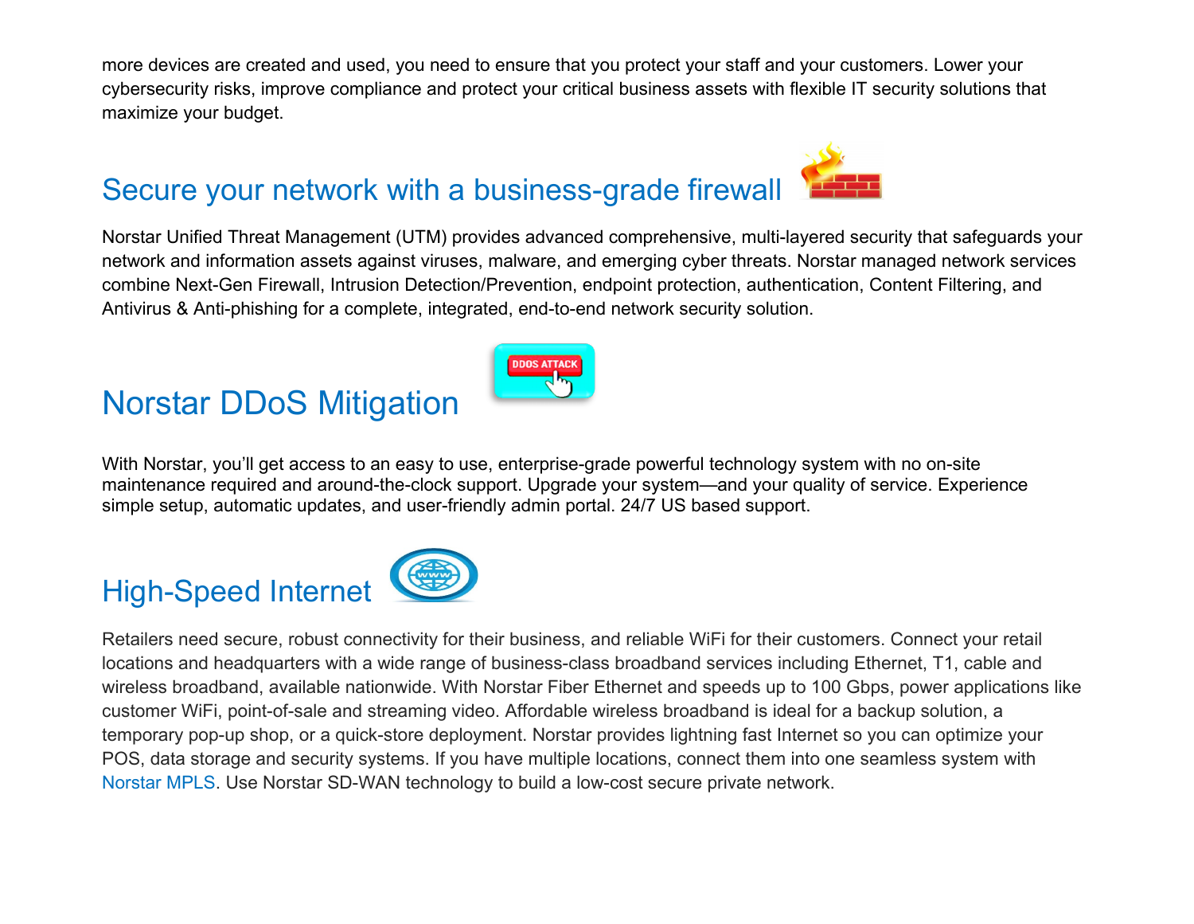more devices are created and used, you need to ensure that you protect your staff and your customers. Lower your cybersecurity risks, improve compliance and protect your critical business assets with flexible IT security solutions that maximize your budget.

## Secure your network with a business-grade firewall

Norstar Unified Threat Management (UTM) provides advanced comprehensive, multi-layered security that safeguards your network and information assets against viruses, malware, and emerging cyber threats. Norstar managed network services combine Next-Gen Firewall, Intrusion Detection/Prevention, endpoint protection, authentication, Content Filtering, and Antivirus & Anti-phishing for a complete, integrated, end-to-end network security solution.

## Norstar DDoS Mitigation

With Norstar, you'll get access to an easy to use, enterprise-grade powerful technology system with no on-site maintenance required and around-the-clock support. Upgrade your system—and your quality of service. Experience simple setup, automatic updates, and user-friendly admin portal. 24/7 US based support.

## High-Speed Internet

Retailers need secure, robust connectivity for their business, and reliable WiFi for their customers. Connect your retail locations and headquarters with a wide range of business-class broadband services including Ethernet, T1, cable and wireless broadband, available nationwide. With Norstar Fiber Ethernet and speeds up to 100 Gbps, power applications like customer WiFi, point-of-sale and streaming video. Affordable wireless broadband is ideal for a backup solution, a temporary pop-up shop, or a quick-store deployment. Norstar provides lightning fast Internet so you can optimize your POS, data storage and security systems. If you have multiple locations, connect them into one seamless system with Norstar MPLS. Use Norstar SD-WAN technology to build a low-cost secure private network.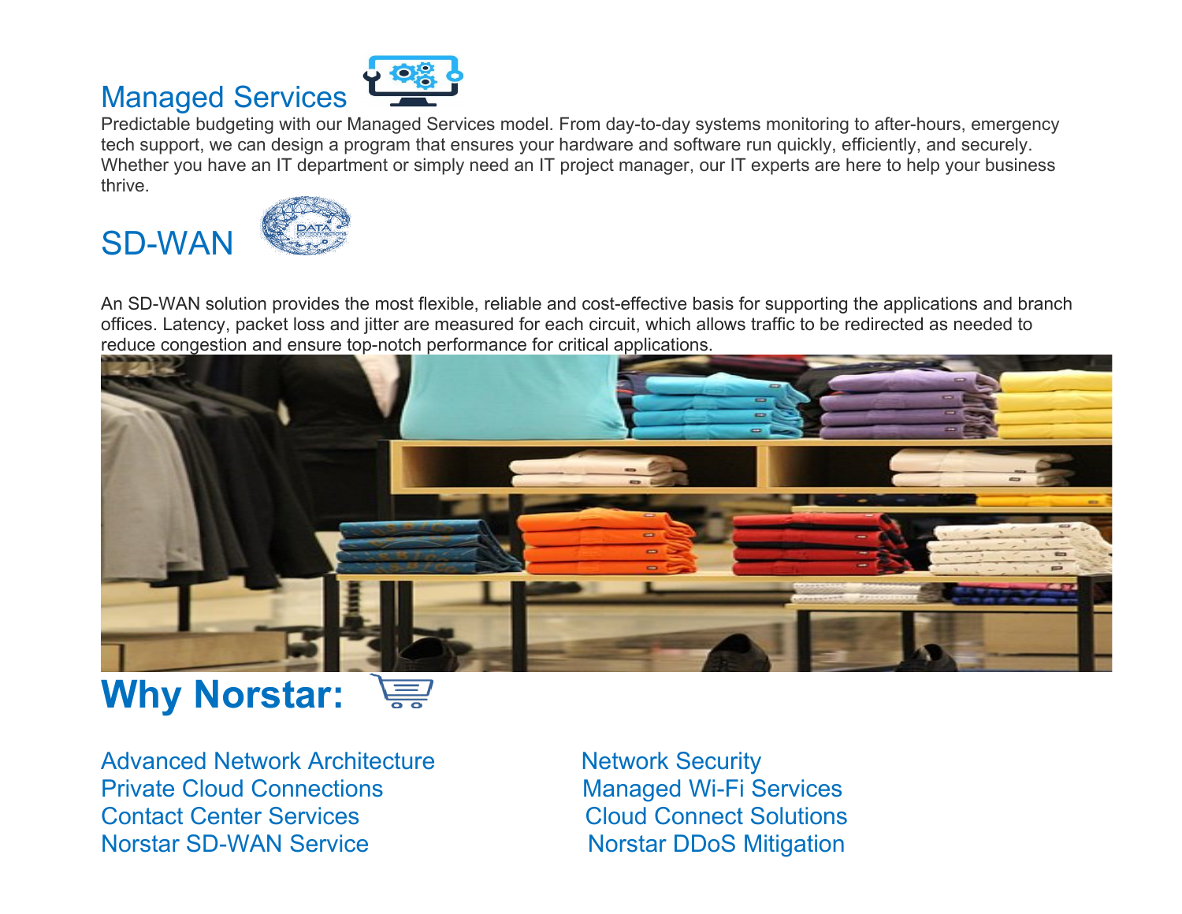## Managed Services

Predictable budgeting with our Managed Services model. From day-to-day systems monitoring to after-hours, emergency tech support, we can design a program that ensures your hardware and software run quickly, efficiently, and securely. Whether you have an IT department or simply need an IT project manager, our IT experts are here to help your business thrive.

## SD-WAN

An SD-WAN solution provides the most flexible, reliable and cost-effective basis for supporting the applications and branch offices. Latency, packet loss and jitter are measured for each circuit, which allows traffic to be redirected as needed to reduce congestion and ensure top-notch performance for critical applications.

# Why Norstar:

- Advanced Network Architecture
- Private Cloud Connections
- Contact Center Services
- Norstar SD-WAN Service
- Network Security
- Managed Wi-Fi Services
- Cloud Connect Solutions
- Norstar DDoS Mitigation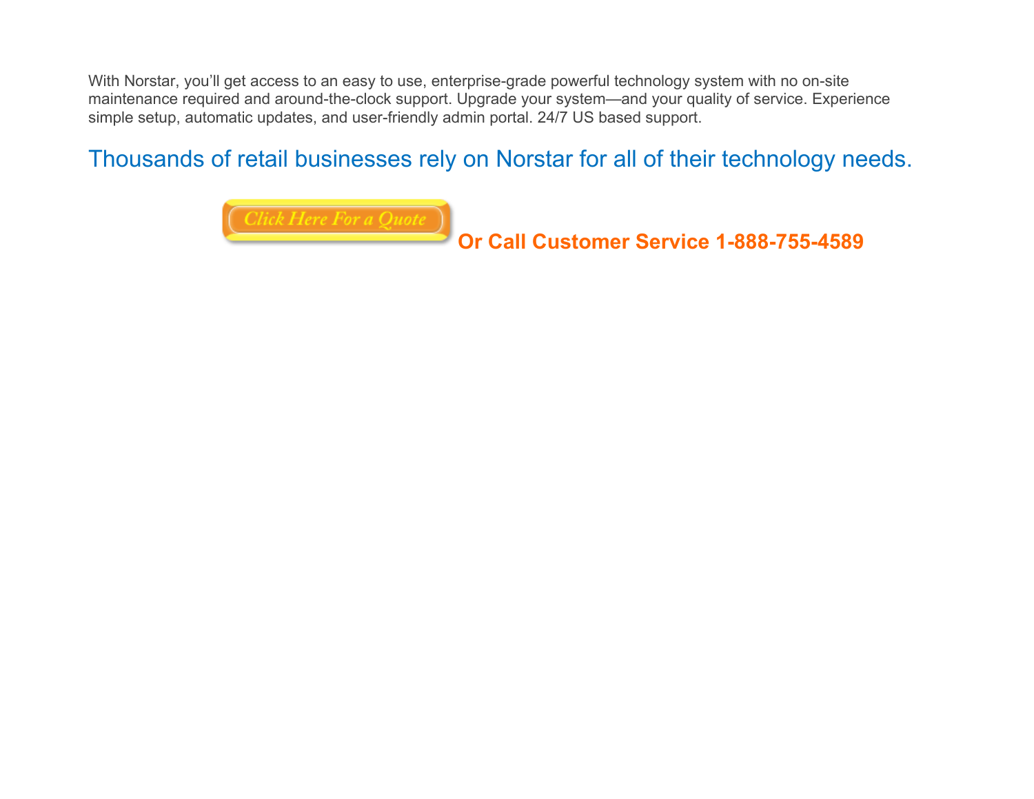With Norstar, you'll get access to an easy to use, enterprise-grade powerful technology system with no on-site maintenance required and around-the-clock support. Upgrade your system—and your quality of service. Experience simple setup, automatic updates, and user-friendly admin portal. 24/7 US based support.

## Thousands of retail businesses rely on Norstar for all of their technology needs.

*Click Here For a Quote* **Or Call Customer Service 1-888-755-4589**